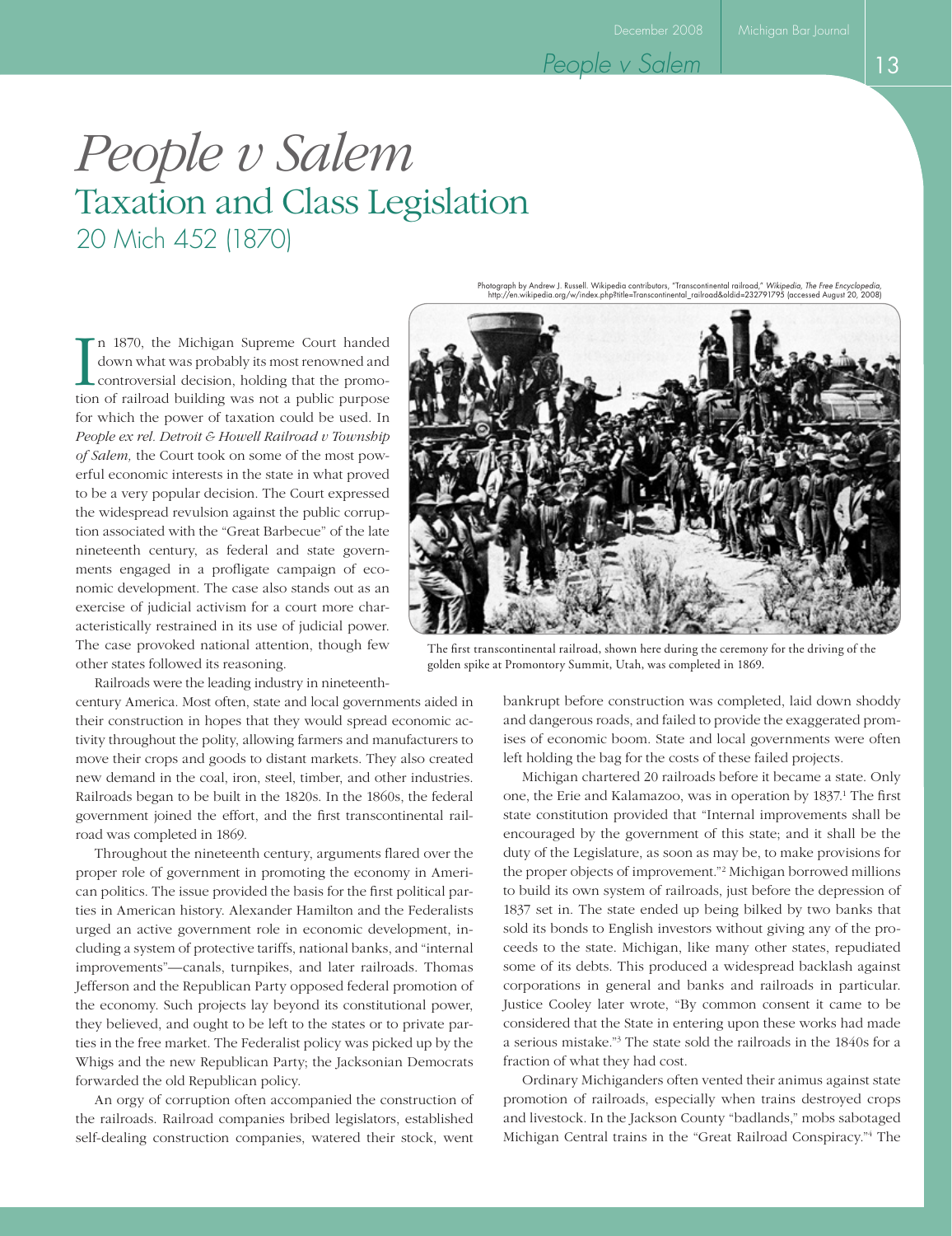# *People v Salem*

## Taxation and Class Legislation

### 20 Mich 452 (1870)

Photograph by Andrew J. Russell. Wikipedia contributors, "Transcontinental railroad," *Wikipedia, The Free Encyclopedia*, http://en.wikipedia.org/w/index.php?title=Transcontinental_railroad&oldid=232791795 (accessed August 20, 2008)

The first transcontinental railroad, shown here during the ceremony for the driving of the golden spike at Promontory Summit, Utah, was completed in 1869.

In 1870, the Michigan Supreme Court handed down what was probably its most renowned and controversial decision, holding that the promotion of railroad building was not a public purpose for which the power of taxation could be used. In *People ex rel. Detroit & Howell Railroad v Township of Salem,* the Court took on some of the most powerful economic interests in the state in what proved to be a very popular decision. The Court expressed the widespread revulsion against the public corruption associated with the "Great Barbecue" of the late nineteenth century, as federal and state governments engaged in a profligate campaign of economic development. The case also stands out as an exercise of judicial activism for a court more characteristically restrained in its use of judicial power. The case provoked national attention, though few other states followed its reasoning.

Railroads were the leading industry in nineteenth-century America. Most often, state and local governments aided in their construction in hopes that they would spread economic activity throughout the polity, allowing farmers and manufacturers to move their crops and goods to distant markets. They also created new demand in the coal, iron, steel, timber, and other industries. Railroads began to be built in the 1820s. In the 1860s, the federal government joined the effort, and the first transcontinental railroad was completed in 1869.

Throughout the nineteenth century, arguments flared over the proper role of government in promoting the economy in American politics. The issue provided the basis for the first political parties in American history. Alexander Hamilton and the Federalists urged an active government role in economic development, including a system of protective tariffs, national banks, and "internal improvements"—canals, turnpikes, and later railroads. Thomas Jefferson and the Republican Party opposed federal promotion of the economy. Such projects lay beyond its constitutional power, they believed, and ought to be left to the states or to private parties in the free market. The Federalist policy was picked up by the Whigs and the new Republican Party; the Jacksonian Democrats forwarded the old Republican policy.

An orgy of corruption often accompanied the construction of the railroads. Railroad companies bribed legislators, established self-dealing construction companies, watered their stock, went bankrupt before construction was completed, laid down shoddy and dangerous roads, and failed to provide the exaggerated promises of economic boom. State and local governments were often left holding the bag for the costs of these failed projects.

Michigan chartered 20 railroads before it became a state. Only one, the Erie and Kalamazoo, was in operation by 1837.[1] The first state constitution provided that "Internal improvements shall be encouraged by the government of this state; and it shall be the duty of the Legislature, as soon as may be, to make provisions for the proper objects of improvement."[2] Michigan borrowed millions to build its own system of railroads, just before the depression of 1837 set in. The state ended up being bilked by two banks that sold its bonds to English investors without giving any of the proceeds to the state. Michigan, like many other states, repudiated some of its debts. This produced a widespread backlash against corporations in general and banks and railroads in particular. Justice Cooley later wrote, "By common consent it came to be considered that the State in entering upon these works had made a serious mistake."[3] The state sold the railroads in the 1840s for a fraction of what they had cost.

Ordinary Michiganders often vented their animus against state promotion of railroads, especially when trains destroyed crops and livestock. In the Jackson County "badlands," mobs sabotaged Michigan Central trains in the "Great Railroad Conspiracy."[4] The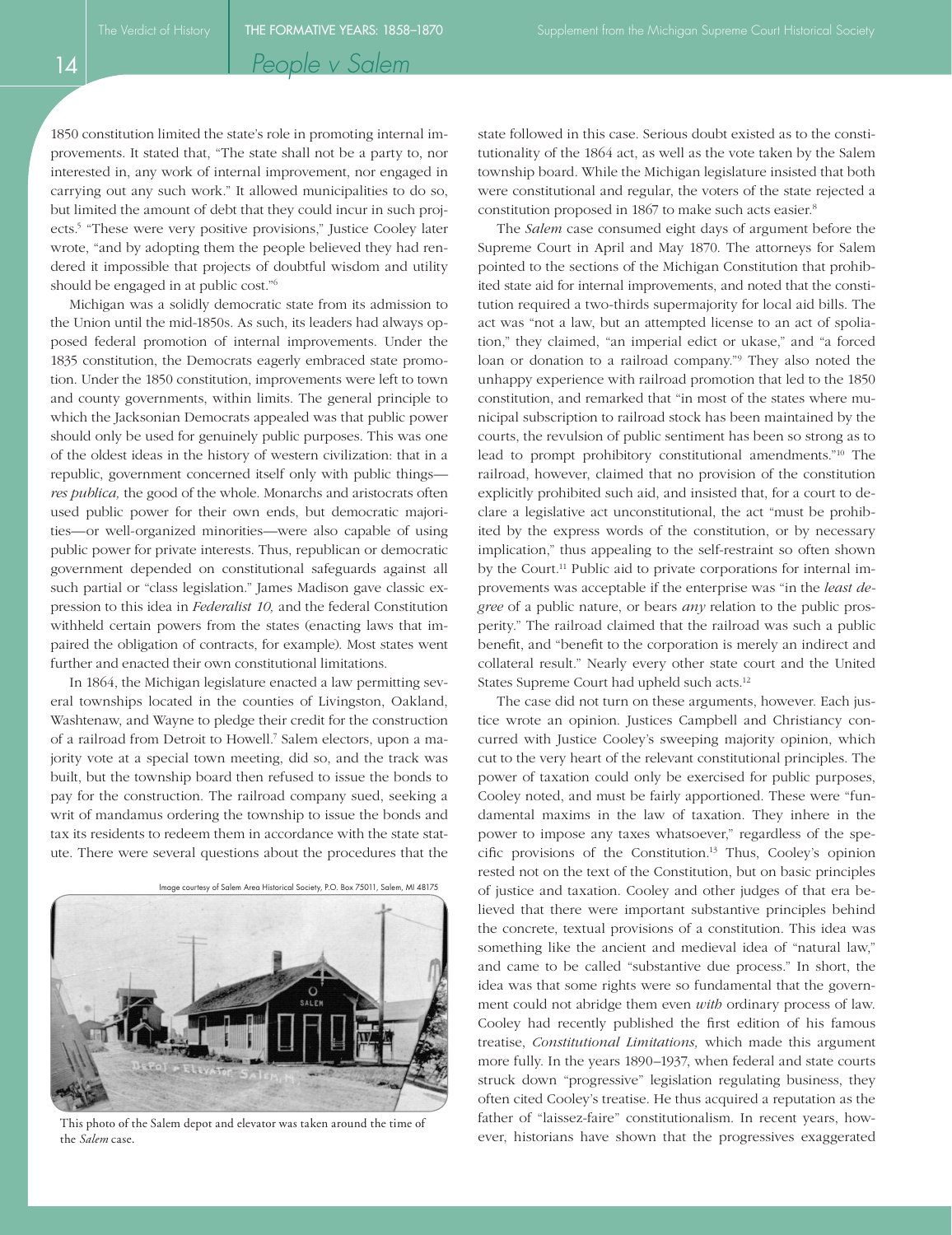1850 constitution limited the state's role in promoting internal improvements. It stated that, "The state shall not be a party to, nor interested in, any work of internal improvement, nor engaged in carrying out any such work." It allowed municipalities to do so, but limited the amount of debt that they could incur in such projects.[5] "These were very positive provisions," Justice Cooley later wrote, "and by adopting them the people believed they had rendered it impossible that projects of doubtful wisdom and utility should be engaged in at public cost."[6]

Michigan was a solidly democratic state from its admission to the Union until the mid-1850s. As such, its leaders had always opposed federal promotion of internal improvements. Under the 1835 constitution, the Democrats eagerly embraced state promotion. Under the 1850 constitution, improvements were left to town and county governments, within limits. The general principle to which the Jacksonian Democrats appealed was that public power should only be used for genuinely public purposes. This was one of the oldest ideas in the history of western civilization: that in a republic, government concerned itself only with public things—*res publica,* the good of the whole. Monarchs and aristocrats often used public power for their own ends, but democratic majorities—or well-organized minorities—were also capable of using public power for private interests. Thus, republican or democratic government depended on constitutional safeguards against all such partial or "class legislation." James Madison gave classic expression to this idea in *Federalist 10,* and the federal Constitution withheld certain powers from the states (enacting laws that impaired the obligation of contracts, for example). Most states went further and enacted their own constitutional limitations.

In 1864, the Michigan legislature enacted a law permitting several townships located in the counties of Livingston, Oakland, Washtenaw, and Wayne to pledge their credit for the construction of a railroad from Detroit to Howell.[7] Salem electors, upon a majority vote at a special town meeting, did so, and the track was built, but the township board then refused to issue the bonds to pay for the construction. The railroad company sued, seeking a writ of mandamus ordering the township to issue the bonds and tax its residents to redeem them in accordance with the state statute. There were several questions about the procedures that the state followed in this case. Serious doubt existed as to the constitutionality of the 1864 act, as well as the vote taken by the Salem township board. While the Michigan legislature insisted that both were constitutional and regular, the voters of the state rejected a constitution proposed in 1867 to make such acts easier.[8]

Image courtesy of Salem Area Historical Society, P.O. Box 75011, Salem, MI 48175

This photo of the Salem depot and elevator was taken around the time of the *Salem* case.

The *Salem* case consumed eight days of argument before the Supreme Court in April and May 1870. The attorneys for Salem pointed to the sections of the Michigan Constitution that prohibited state aid for internal improvements, and noted that the constitution required a two-thirds supermajority for local aid bills. The act was "not a law, but an attempted license to an act of spoliation," they claimed, "an imperial edict or ukase," and "a forced loan or donation to a railroad company."[9] They also noted the unhappy experience with railroad promotion that led to the 1850 constitution, and remarked that "in most of the states where municipal subscription to railroad stock has been maintained by the courts, the revulsion of public sentiment has been so strong as to lead to prompt prohibitory constitutional amendments."[10] The railroad, however, claimed that no provision of the constitution explicitly prohibited such aid, and insisted that, for a court to declare a legislative act unconstitutional, the act "must be prohibited by the express words of the constitution, or by necessary implication," thus appealing to the self-restraint so often shown by the Court.[11] Public aid to private corporations for internal improvements was acceptable if the enterprise was "in the *least degree* of a public nature, or bears *any* relation to the public prosperity." The railroad claimed that the railroad was such a public benefit, and "benefit to the corporation is merely an indirect and collateral result." Nearly every other state court and the United States Supreme Court had upheld such acts.[12]

The case did not turn on these arguments, however. Each justice wrote an opinion. Justices Campbell and Christiancy concurred with Justice Cooley's sweeping majority opinion, which cut to the very heart of the relevant constitutional principles. The power of taxation could only be exercised for public purposes, Cooley noted, and must be fairly apportioned. These were "fundamental maxims in the law of taxation. They inhere in the power to impose any taxes whatsoever," regardless of the specific provisions of the Constitution.[13] Thus, Cooley's opinion rested not on the text of the Constitution, but on basic principles of justice and taxation. Cooley and other judges of that era believed that there were important substantive principles behind the concrete, textual provisions of a constitution. This idea was something like the ancient and medieval idea of "natural law," and came to be called "substantive due process." In short, the idea was that some rights were so fundamental that the government could not abridge them even *with* ordinary process of law. Cooley had recently published the first edition of his famous treatise, *Constitutional Limitations,* which made this argument more fully. In the years 1890–1937, when federal and state courts struck down "progressive" legislation regulating business, they often cited Cooley's treatise. He thus acquired a reputation as the father of "laissez-faire" constitutionalism. In recent years, however, historians have shown that the progressives exaggerated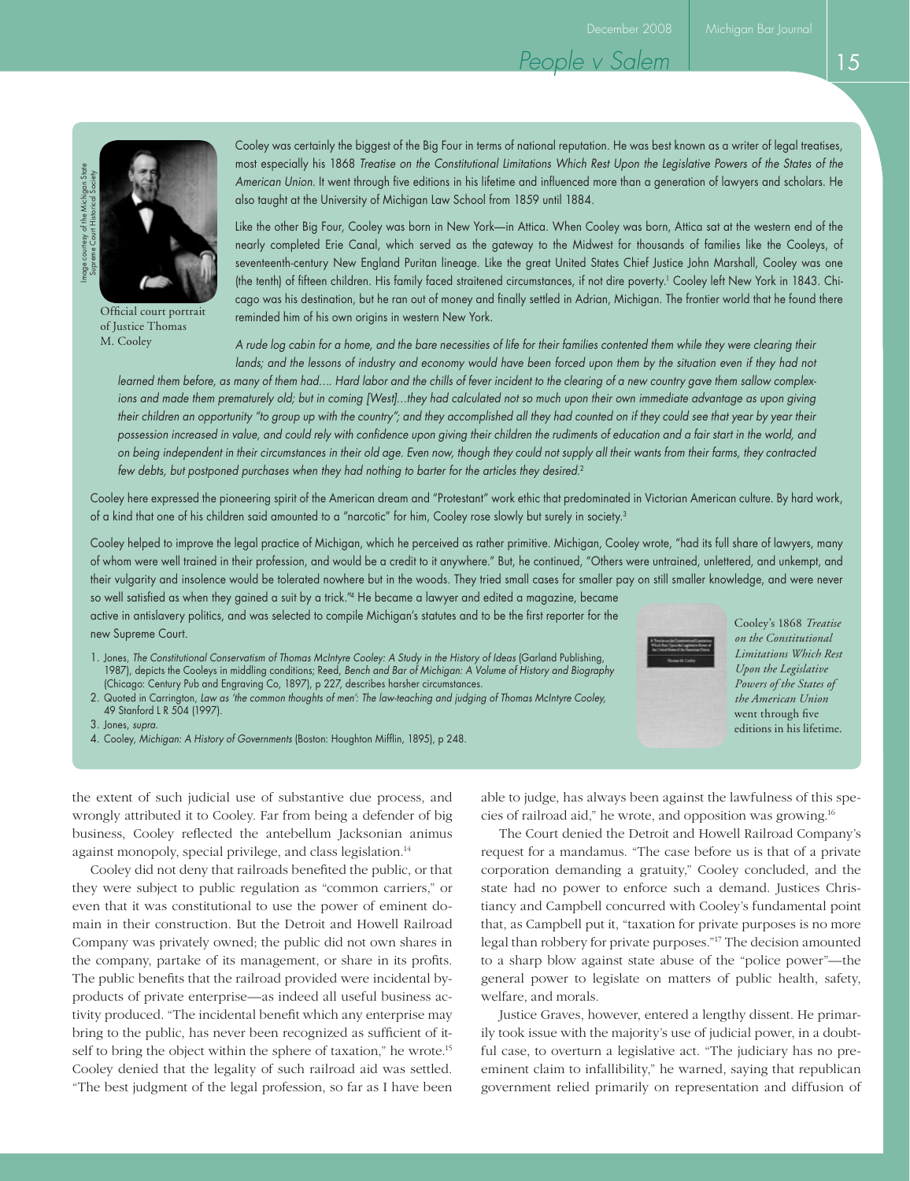Official court portrait of Justice Thomas M. Cooley

Image courtesy of the Michigan State Supreme Court Historical Society

Cooley was certainly the biggest of the Big Four in terms of national reputation. He was best known as a writer of legal treatises, most especially his 1868 *Treatise on the Constitutional Limitations Which Rest Upon the Legislative Powers of the States of the American Union.* It went through five editions in his lifetime and influenced more than a generation of lawyers and scholars. He also taught at the University of Michigan Law School from 1859 until 1884.

Like the other Big Four, Cooley was born in New York—in Attica. When Cooley was born, Attica sat at the western end of the nearly completed Erie Canal, which served as the gateway to the Midwest for thousands of families like the Cooleys, of seventeenth-century New England Puritan lineage. Like the great United States Chief Justice John Marshall, Cooley was one (the tenth) of fifteen children. His family faced straitened circumstances, if not dire poverty.[1] Cooley left New York in 1843. Chicago was his destination, but he ran out of money and finally settled in Adrian, Michigan. The frontier world that he found there reminded him of his own origins in western New York.

> *A rude log cabin for a home, and the bare necessities of life for their families contented them while they were clearing their lands; and the lessons of industry and economy would have been forced upon them by the situation even if they had not learned them before, as many of them had.... Hard labor and the chills of fever incident to the clearing of a new country gave them sallow complexions and made them prematurely old; but in coming [West]...they had calculated not so much upon their own immediate advantage as upon giving their children an opportunity "to group up with the country"; and they accomplished all they had counted on if they could see that year by year their possession increased in value, and could rely with confidence upon giving their children the rudiments of education and a fair start in the world, and on being independent in their circumstances in their old age. Even now, though they could not supply all their wants from their farms, they contracted few debts, but postponed purchases when they had nothing to barter for the articles they desired.*[2]

Cooley here expressed the pioneering spirit of the American dream and "Protestant" work ethic that predominated in Victorian American culture. By hard work, of a kind that one of his children said amounted to a "narcotic" for him, Cooley rose slowly but surely in society.[3]

Cooley helped to improve the legal practice of Michigan, which he perceived as rather primitive. Michigan, Cooley wrote, "had its full share of lawyers, many of whom were well trained in their profession, and would be a credit to it anywhere." But, he continued, "Others were untrained, unlettered, and unkempt, and their vulgarity and insolence would be tolerated nowhere but in the woods. They tried small cases for smaller pay on still smaller knowledge, and were never so well satisfied as when they gained a suit by a trick."[4] He became a lawyer and edited a magazine, became active in antislavery politics, and was selected to compile Michigan's statutes and to be the first reporter for the new Supreme Court.

Cooley's 1868 *Treatise on the Constitutional Limitations Which Rest Upon the Legislative Powers of the States of the American Union* went through five editions in his lifetime.

1. Jones, *The Constitutional Conservatism of Thomas McIntyre Cooley: A Study in the History of Ideas* (Garland Publishing, 1987), depicts the Cooleys in middling conditions; Reed, *Bench and Bar of Michigan: A Volume of History and Biography* (Chicago: Century Pub and Engraving Co, 1897), p 227, describes harsher circumstances.
2. Quoted in Carrington, *Law as 'the common thoughts of men': The law-teaching and judging of Thomas McIntyre Cooley*, 49 Stanford L R 504 (1997).
3. Jones, *supra*.
4. Cooley, *Michigan: A History of Governments* (Boston: Houghton Mifflin, 1895), p 248.

the extent of such judicial use of substantive due process, and wrongly attributed it to Cooley. Far from being a defender of big business, Cooley reflected the antebellum Jacksonian animus against monopoly, special privilege, and class legislation.[14]

Cooley did not deny that railroads benefited the public, or that they were subject to public regulation as "common carriers," or even that it was constitutional to use the power of eminent domain in their construction. But the Detroit and Howell Railroad Company was privately owned; the public did not own shares in the company, partake of its management, or share in its profits. The public benefits that the railroad provided were incidental byproducts of private enterprise—as indeed all useful business activity produced. "The incidental benefit which any enterprise may bring to the public, has never been recognized as sufficient of itself to bring the object within the sphere of taxation," he wrote.[15] Cooley denied that the legality of such railroad aid was settled. "The best judgment of the legal profession, so far as I have been able to judge, has always been against the lawfulness of this species of railroad aid," he wrote, and opposition was growing.[16]

The Court denied the Detroit and Howell Railroad Company's request for a mandamus. "The case before us is that of a private corporation demanding a gratuity," Cooley concluded, and the state had no power to enforce such a demand. Justices Christiancy and Campbell concurred with Cooley's fundamental point that, as Campbell put it, "taxation for private purposes is no more legal than robbery for private purposes."[17] The decision amounted to a sharp blow against state abuse of the "police power"—the general power to legislate on matters of public health, safety, welfare, and morals.

Justice Graves, however, entered a lengthy dissent. He primarily took issue with the majority's use of judicial power, in a doubtful case, to overturn a legislative act. "The judiciary has no preeminent claim to infallibility," he warned, saying that republican government relied primarily on representation and diffusion of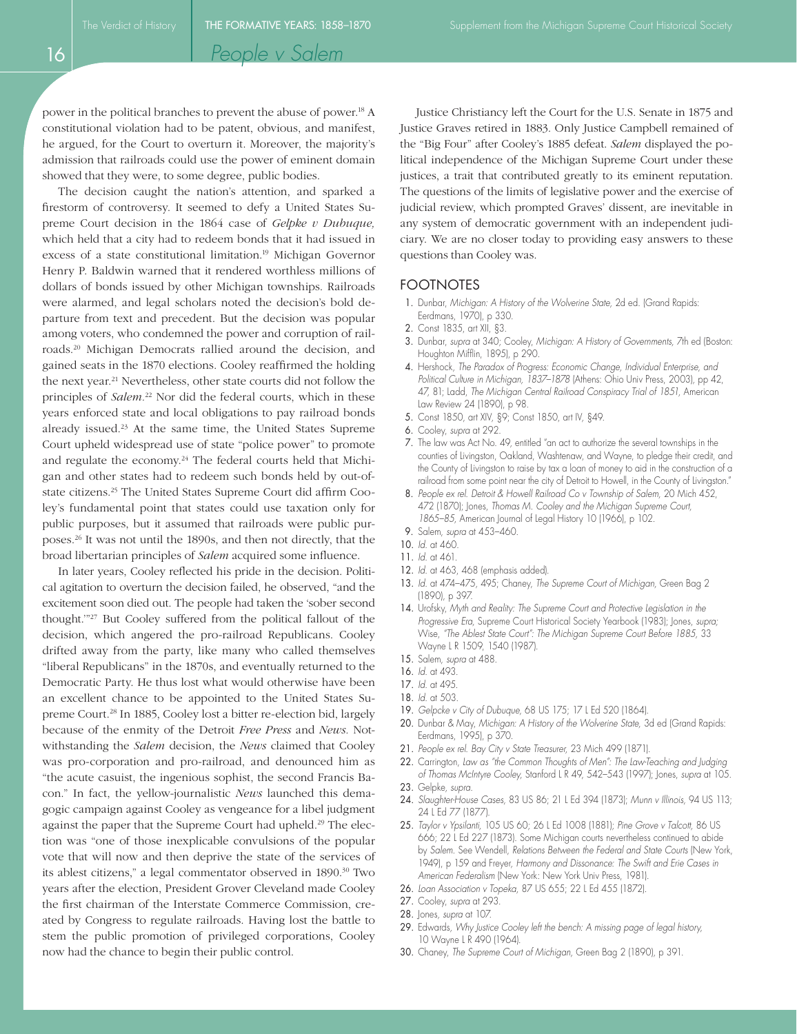power in the political branches to prevent the abuse of power.[18] A constitutional violation had to be patent, obvious, and manifest, he argued, for the Court to overturn it. Moreover, the majority's admission that railroads could use the power of eminent domain showed that they were, to some degree, public bodies.

The decision caught the nation's attention, and sparked a firestorm of controversy. It seemed to defy a United States Supreme Court decision in the 1864 case of *Gelpke v Dubuque,* which held that a city had to redeem bonds that it had issued in excess of a state constitutional limitation.[19] Michigan Governor Henry P. Baldwin warned that it rendered worthless millions of dollars of bonds issued by other Michigan townships. Railroads were alarmed, and legal scholars noted the decision's bold departure from text and precedent. But the decision was popular among voters, who condemned the power and corruption of railroads.[20] Michigan Democrats rallied around the decision, and gained seats in the 1870 elections. Cooley reaffirmed the holding the next year.[21] Nevertheless, other state courts did not follow the principles of *Salem*.[22] Nor did the federal courts, which in these years enforced state and local obligations to pay railroad bonds already issued.[23] At the same time, the United States Supreme Court upheld widespread use of state "police power" to promote and regulate the economy.[24] The federal courts held that Michigan and other states had to redeem such bonds held by out-of-state citizens.[25] The United States Supreme Court did affirm Cooley's fundamental point that states could use taxation only for public purposes, but it assumed that railroads were public purposes.[26] It was not until the 1890s, and then not directly, that the broad libertarian principles of *Salem* acquired some influence.

In later years, Cooley reflected his pride in the decision. Political agitation to overturn the decision failed, he observed, "and the excitement soon died out. The people had taken the 'sober second thought.'"[27] But Cooley suffered from the political fallout of the decision, which angered the pro-railroad Republicans. Cooley drifted away from the party, like many who called themselves "liberal Republicans" in the 1870s, and eventually returned to the Democratic Party. He thus lost what would otherwise have been an excellent chance to be appointed to the United States Supreme Court.[28] In 1885, Cooley lost a bitter re-election bid, largely because of the enmity of the Detroit *Free Press* and *News*. Notwithstanding the *Salem* decision, the *News* claimed that Cooley was pro-corporation and pro-railroad, and denounced him as "the acute casuist, the ingenious sophist, the second Francis Bacon." In fact, the yellow-journalistic *News* launched this demagogic campaign against Cooley as vengeance for a libel judgment against the paper that the Supreme Court had upheld.[29] The election was "one of those inexplicable convulsions of the popular vote that will now and then deprive the state of the services of its ablest citizens," a legal commentator observed in 1890.[30] Two years after the election, President Grover Cleveland made Cooley the first chairman of the Interstate Commerce Commission, created by Congress to regulate railroads. Having lost the battle to stem the public promotion of privileged corporations, Cooley now had the chance to begin their public control.

Justice Christiancy left the Court for the U.S. Senate in 1875 and Justice Graves retired in 1883. Only Justice Campbell remained of the "Big Four" after Cooley's 1885 defeat. *Salem* displayed the political independence of the Michigan Supreme Court under these justices, a trait that contributed greatly to its eminent reputation. The questions of the limits of legislative power and the exercise of judicial review, which prompted Graves' dissent, are inevitable in any system of democratic government with an independent judiciary. We are no closer today to providing easy answers to these questions than Cooley was.

## FOOTNOTES

1. Dunbar, *Michigan: A History of the Wolverine State,* 2d ed. (Grand Rapids: Eerdmans, 1970), p 330.
2. Const 1835, art XII, §3.
3. Dunbar, *supra* at 340; Cooley, *Michigan: A History of Governments,* 7th ed (Boston: Houghton Mifflin, 1895), p 290.
4. Hershock, *The Paradox of Progress: Economic Change, Individual Enterprise, and Political Culture in Michigan, 1837–1878* (Athens: Ohio Univ Press, 2003), pp 42, 47, 81; Ladd, *The Michigan Central Railroad Conspiracy Trial of 1851,* American Law Review 24 (1890), p 98.
5. Const 1850, art XIV, §9; Const 1850, art IV, §49.
6. Cooley, *supra* at 292.
7. The law was Act No. 49, entitled "an act to authorize the several townships in the counties of Livingston, Oakland, Washtenaw, and Wayne, to pledge their credit, and the County of Livingston to raise by tax a loan of money to aid in the construction of a railroad from some point near the city of Detroit to Howell, in the County of Livingston."
8. *People ex rel. Detroit & Howell Railroad Co v Township of Salem,* 20 Mich 452, 472 (1870); Jones, *Thomas M. Cooley and the Michigan Supreme Court, 1865–85,* American Journal of Legal History 10 (1966), p 102.
9. Salem, *supra* at 453–460.
10. *Id.* at 460.
11. *Id.* at 461.
12. *Id.* at 463, 468 (emphasis added).
13. *Id.* at 474–475, 495; Chaney, *The Supreme Court of Michigan,* Green Bag 2 (1890), p 397.
14. Urofsky, *Myth and Reality: The Supreme Court and Protective Legislation in the Progressive Era,* Supreme Court Historical Society Yearbook (1983); Jones, *supra;* Wise, *"The Ablest State Court": The Michigan Supreme Court Before 1885,* 33 Wayne L R 1509, 1540 (1987).
15. Salem, *supra* at 488.
16. *Id.* at 493.
17. *Id.* at 495.
18. *Id.* at 503.
19. *Gelpcke v City of Dubuque,* 68 US 175; 17 L Ed 520 (1864).
20. Dunbar & May, *Michigan: A History of the Wolverine State,* 3d ed (Grand Rapids: Eerdmans, 1995), p 370.
21. *People ex rel. Bay City v State Treasurer,* 23 Mich 499 (1871).
22. Carrington, *Law as "the Common Thoughts of Men": The Law-Teaching and Judging of Thomas McIntyre Cooley,* Stanford L R 49, 542–543 (1997); Jones, *supra* at 105.
23. Gelpke, *supra.*
24. *Slaughter-House Cases,* 83 US 86; 21 L Ed 394 (1873); *Munn v Illinois,* 94 US 113; 24 L Ed 77 (1877).
25. *Taylor v Ypsilanti,* 105 US 60; 26 L Ed 1008 (1881); *Pine Grove v Talcott,* 86 US 666; 22 L Ed 227 (1873). Some Michigan courts nevertheless continued to abide by *Salem*. See Wendell, *Relations Between the Federal and State Courts* (New York, 1949), p 159 and Freyer, *Harmony and Dissonance: The Swift and Erie Cases in American Federalism* (New York: New York Univ Press, 1981).
26. *Loan Association v Topeka,* 87 US 655; 22 L Ed 455 (1872).
27. Cooley, *supra* at 293.
28. Jones, *supra* at 107.
29. Edwards, *Why Justice Cooley left the bench: A missing page of legal history,* 10 Wayne L R 490 (1964).
30. Chaney, *The Supreme Court of Michigan,* Green Bag 2 (1890), p 391.